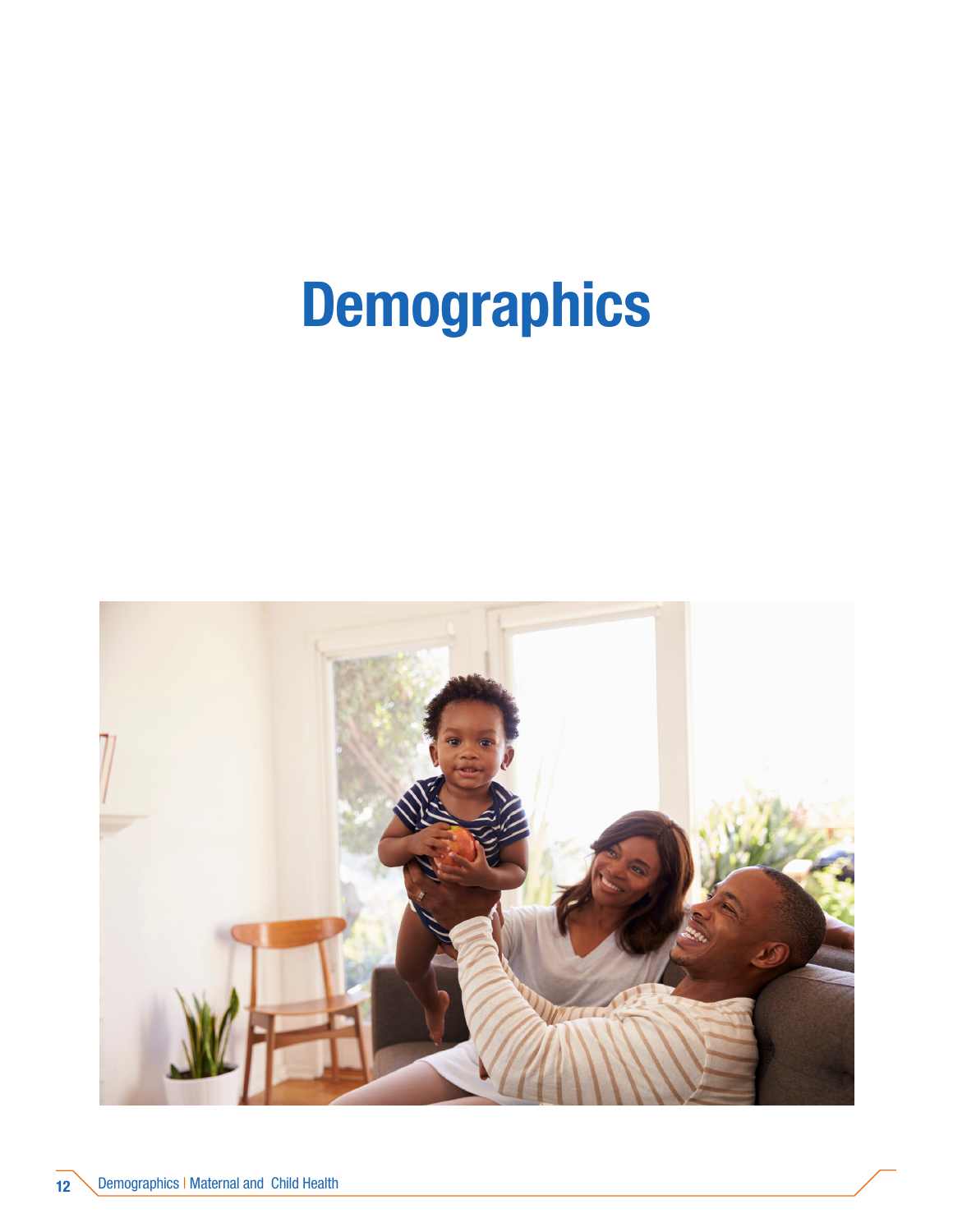# Demographics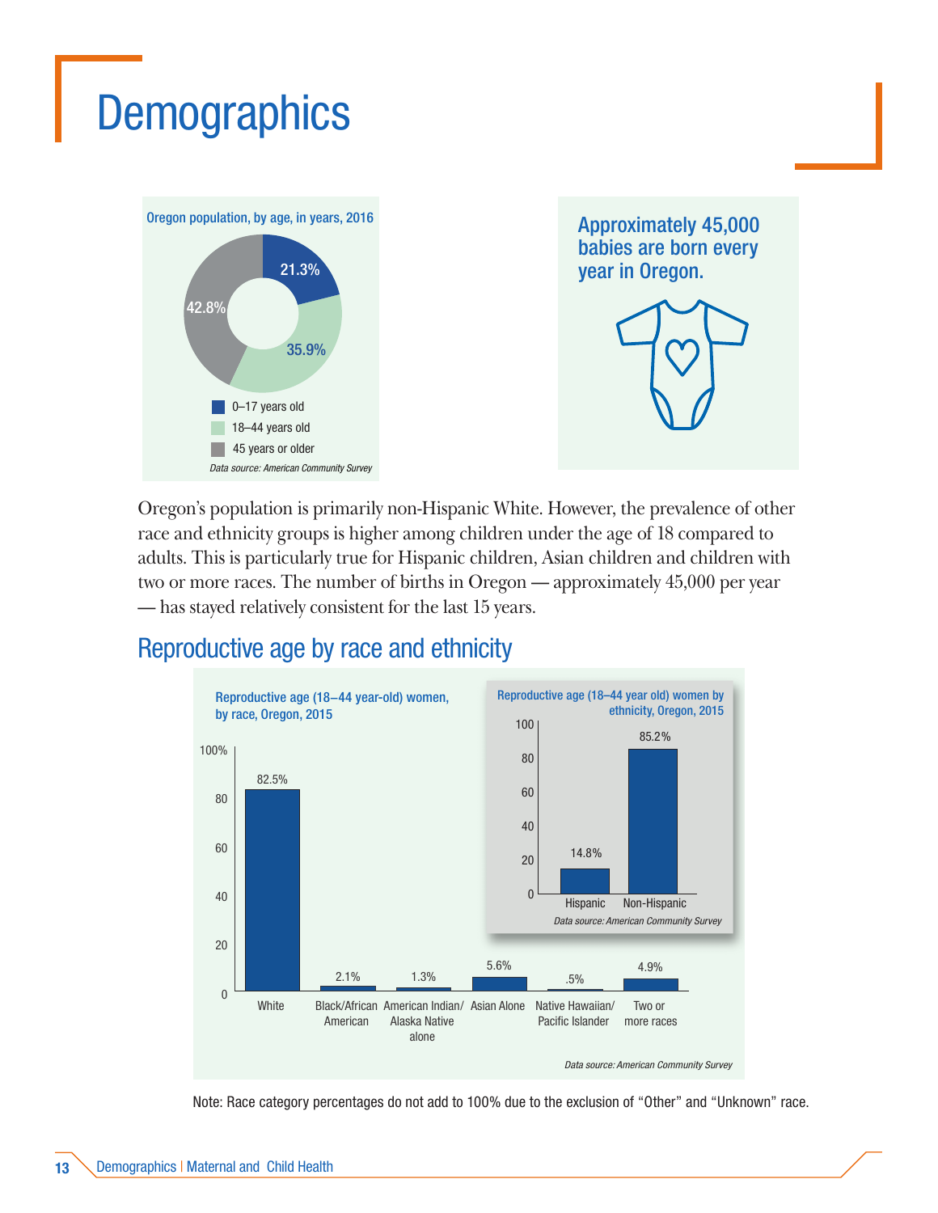# Demographics

**Oregon population, by age, in years, 2016**

| Age group | Percent |
|---|---|
| 0–17 years old | 21.3% |
| 18–44 years old | 35.9% |
| 45 years or older | 42.8% |

*Data source: American Community Survey*

**Approximately 45,000 babies are born every year in Oregon.**

Oregon's population is primarily non-Hispanic White. However, the prevalence of other race and ethnicity groups is higher among children under the age of 18 compared to adults. This is particularly true for Hispanic children, Asian children and children with two or more races. The number of births in Oregon — approximately 45,000 per year — has stayed relatively consistent for the last 15 years.

## Reproductive age by race and ethnicity

**Reproductive age (18–44 year-old) women, by race, Oregon, 2015**

| Race | Percent |
|---|---|
| White | 82.5% |
| Black/African American | 2.1% |
| American Indian/ Alaska Native alone | 1.3% |
| Asian Alone | 5.6% |
| Native Hawaiian/ Pacific Islander | .5% |
| Two or more races | 4.9% |

*Data source: American Community Survey*

**Reproductive age (18–44 year old) women by ethnicity, Oregon, 2015**

| Ethnicity | Percent |
|---|---|
| Hispanic | 14.8% |
| Non-Hispanic | 85.2% |

*Data source: American Community Survey*

Note: Race category percentages do not add to 100% due to the exclusion of "Other" and "Unknown" race.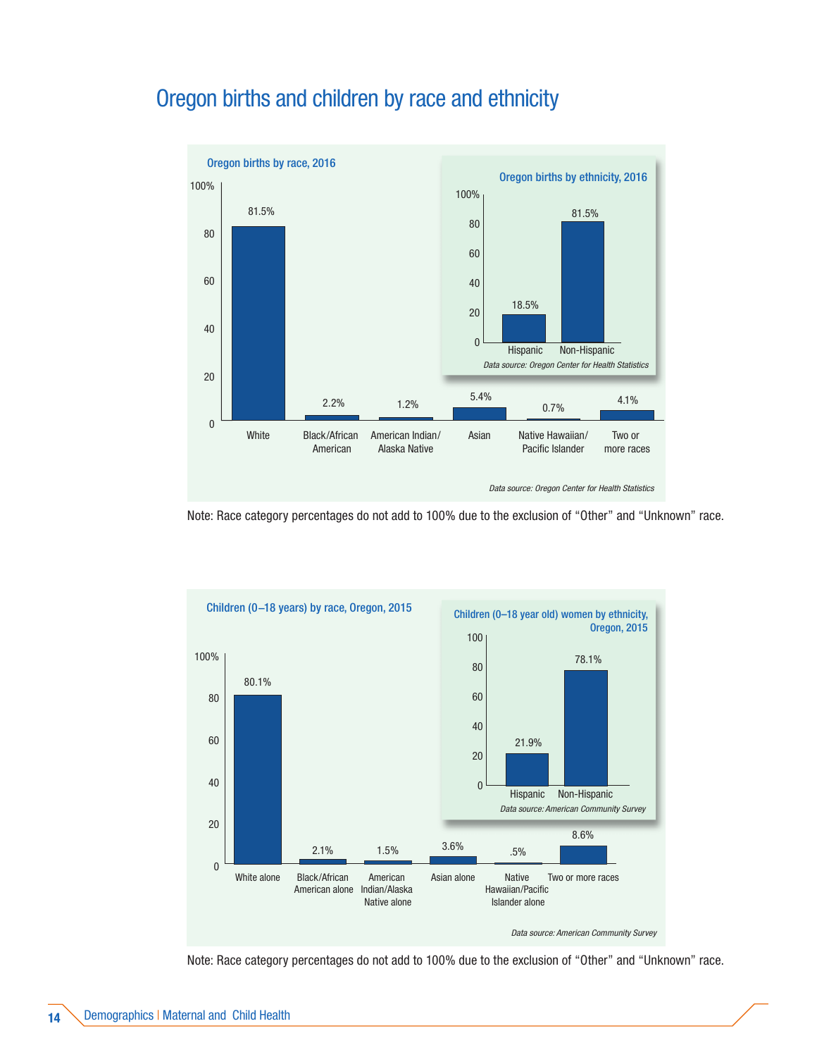# Oregon births and children by race and ethnicity

## Oregon births by race, 2016

| Race | Percent |
|---|---|
| White | 81.5% |
| Black/African American | 2.2% |
| American Indian/Alaska Native | 1.2% |
| Asian | 5.4% |
| Native Hawaiian/Pacific Islander | 0.7% |
| Two or more races | 4.1% |

*Data source: Oregon Center for Health Statistics*

## Oregon births by ethnicity, 2016

| Ethnicity | Percent |
|---|---|
| Hispanic | 18.5% |
| Non-Hispanic | 81.5% |

*Data source: Oregon Center for Health Statistics*

Note: Race category percentages do not add to 100% due to the exclusion of "Other" and "Unknown" race.

## Children (0–18 years) by race, Oregon, 2015

| Race | Percent |
|---|---|
| White alone | 80.1% |
| Black/African American alone | 2.1% |
| American Indian/Alaska Native alone | 1.5% |
| Asian alone | 3.6% |
| Native Hawaiian/Pacific Islander alone | .5% |
| Two or more races | 8.6% |

*Data source: American Community Survey*

## Children (0–18 year old) women by ethnicity, Oregon, 2015

| Ethnicity | Percent |
|---|---|
| Hispanic | 21.9% |
| Non-Hispanic | 78.1% |

*Data source: American Community Survey*

Note: Race category percentages do not add to 100% due to the exclusion of "Other" and "Unknown" race.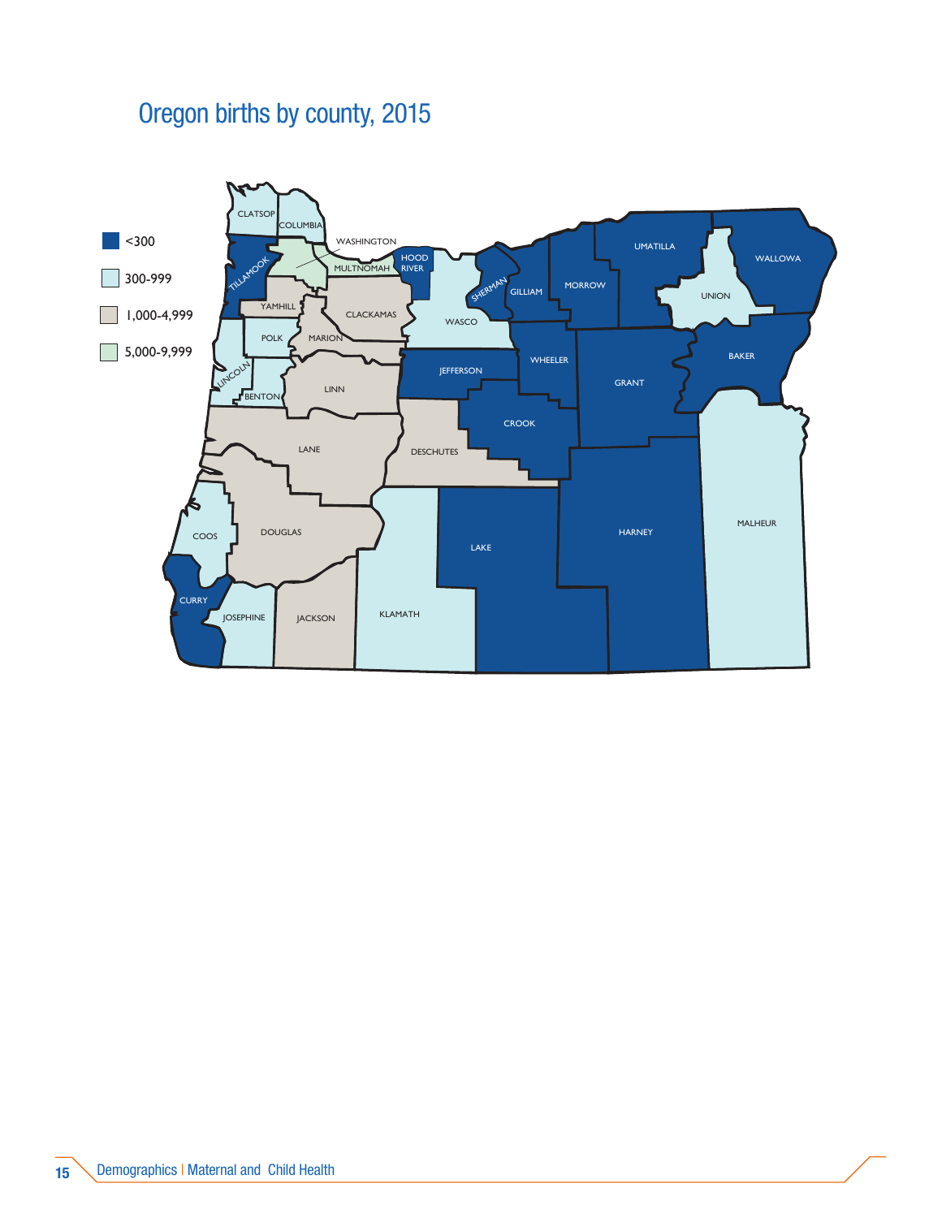## Oregon births by county, 2015

<300

300-999

1,000-4,999

5,000-9,999

CLATSOP
COLUMBIA
WASHINGTON
TILLAMOOK
MULTNOMAH
HOOD RIVER
SHERMAN
GILLIAM
MORROW
UMATILLA
UNION
WALLOWA
YAMHILL
CLACKAMAS
WASCO
POLK
MARION
LINCOLN
BENTON
LINN
JEFFERSON
WHEELER
GRANT
BAKER
CROOK
LANE
DESCHUTES
COOS
DOUGLAS
LAKE
HARNEY
MALHEUR
CURRY
JOSEPHINE
JACKSON
KLAMATH